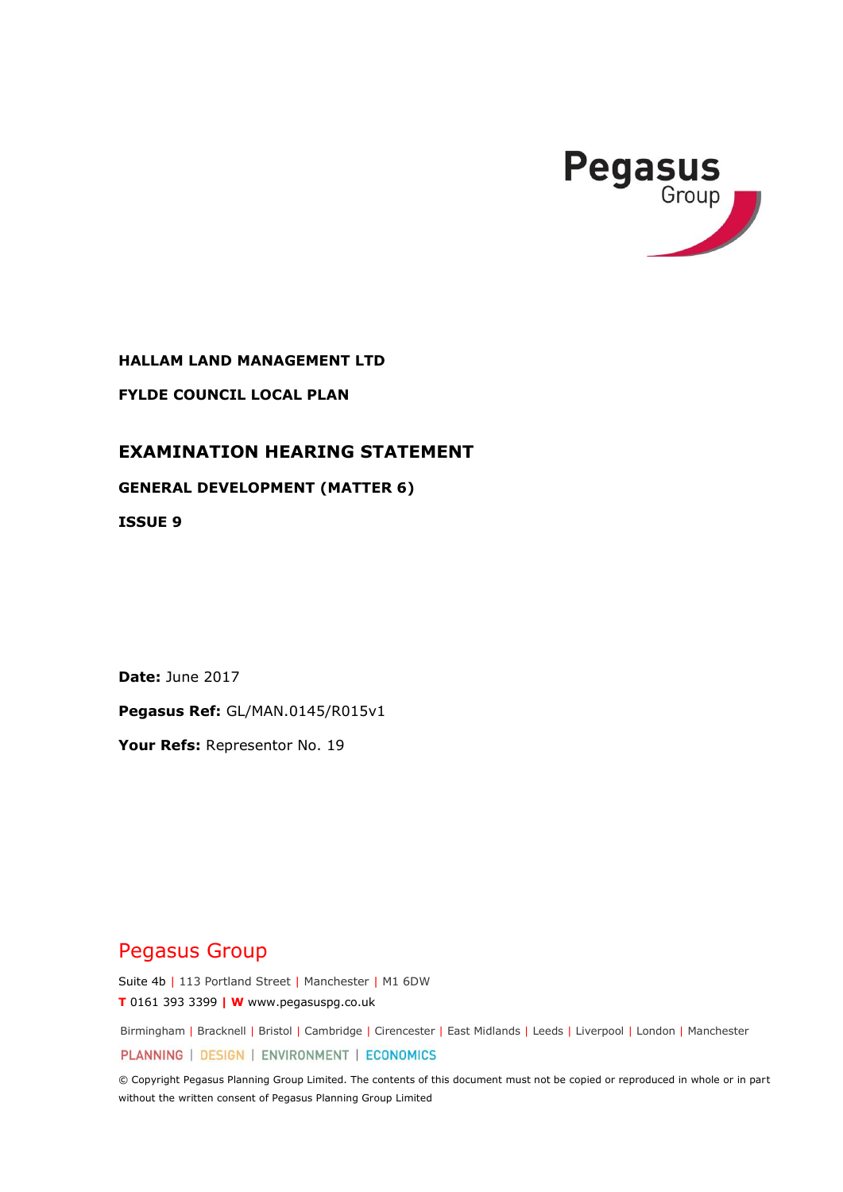Pegasus Group

**HALLAM LAND MANAGEMENT LTD**

**FYLDE COUNCIL LOCAL PLAN**

# EXAMINATION HEARING STATEMENT

## GENERAL DEVELOPMENT (MATTER 6)

## ISSUE 9

**Date:** June 2017

**Pegasus Ref:** GL/MAN.0145/R015v1

**Your Refs:** Representor No. 19

Pegasus Group

Suite 4b | 113 Portland Street | Manchester | M1 6DW

**T** 0161 393 3399 | **W** www.pegasuspg.co.uk

Birmingham | Bracknell | Bristol | Cambridge | Cirencester | East Midlands | Leeds | Liverpool | London | Manchester

PLANNING | DESIGN | ENVIRONMENT | ECONOMICS

© Copyright Pegasus Planning Group Limited. The contents of this document must not be copied or reproduced in whole or in part without the written consent of Pegasus Planning Group Limited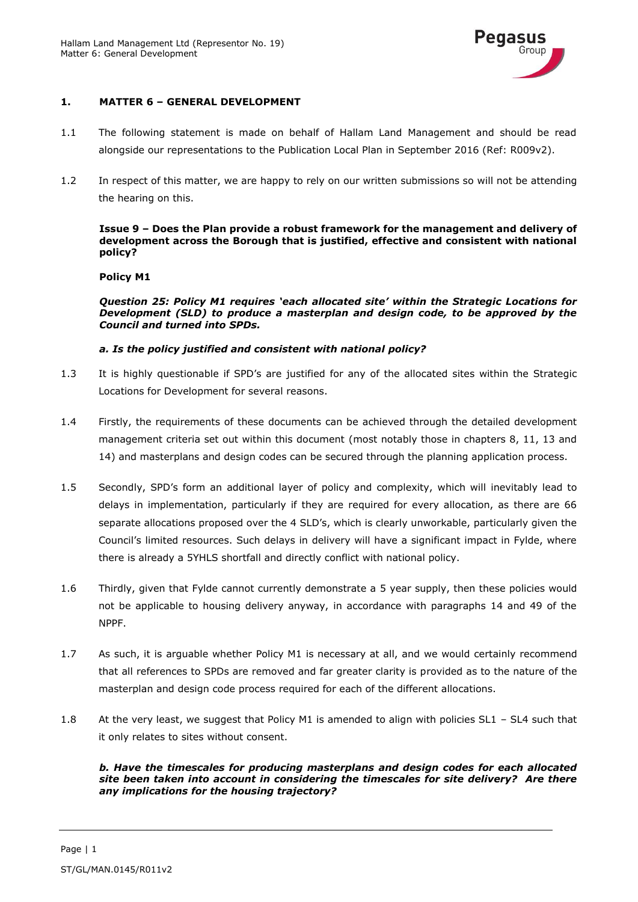## 1. MATTER 6 – GENERAL DEVELOPMENT

1.1 The following statement is made on behalf of Hallam Land Management and should be read alongside our representations to the Publication Local Plan in September 2016 (Ref: R009v2).

1.2 In respect of this matter, we are happy to rely on our written submissions so will not be attending the hearing on this.

**Issue 9 – Does the Plan provide a robust framework for the management and delivery of development across the Borough that is justified, effective and consistent with national policy?**

**Policy M1**

***Question 25: Policy M1 requires 'each allocated site' within the Strategic Locations for Development (SLD) to produce a masterplan and design code, to be approved by the Council and turned into SPDs.***

***a. Is the policy justified and consistent with national policy?***

1.3 It is highly questionable if SPD's are justified for any of the allocated sites within the Strategic Locations for Development for several reasons.

1.4 Firstly, the requirements of these documents can be achieved through the detailed development management criteria set out within this document (most notably those in chapters 8, 11, 13 and 14) and masterplans and design codes can be secured through the planning application process.

1.5 Secondly, SPD's form an additional layer of policy and complexity, which will inevitably lead to delays in implementation, particularly if they are required for every allocation, as there are 66 separate allocations proposed over the 4 SLD's, which is clearly unworkable, particularly given the Council's limited resources. Such delays in delivery will have a significant impact in Fylde, where there is already a 5YHLS shortfall and directly conflict with national policy.

1.6 Thirdly, given that Fylde cannot currently demonstrate a 5 year supply, then these policies would not be applicable to housing delivery anyway, in accordance with paragraphs 14 and 49 of the NPPF.

1.7 As such, it is arguable whether Policy M1 is necessary at all, and we would certainly recommend that all references to SPDs are removed and far greater clarity is provided as to the nature of the masterplan and design code process required for each of the different allocations.

1.8 At the very least, we suggest that Policy M1 is amended to align with policies SL1 – SL4 such that it only relates to sites without consent.

***b. Have the timescales for producing masterplans and design codes for each allocated site been taken into account in considering the timescales for site delivery? Are there any implications for the housing trajectory?***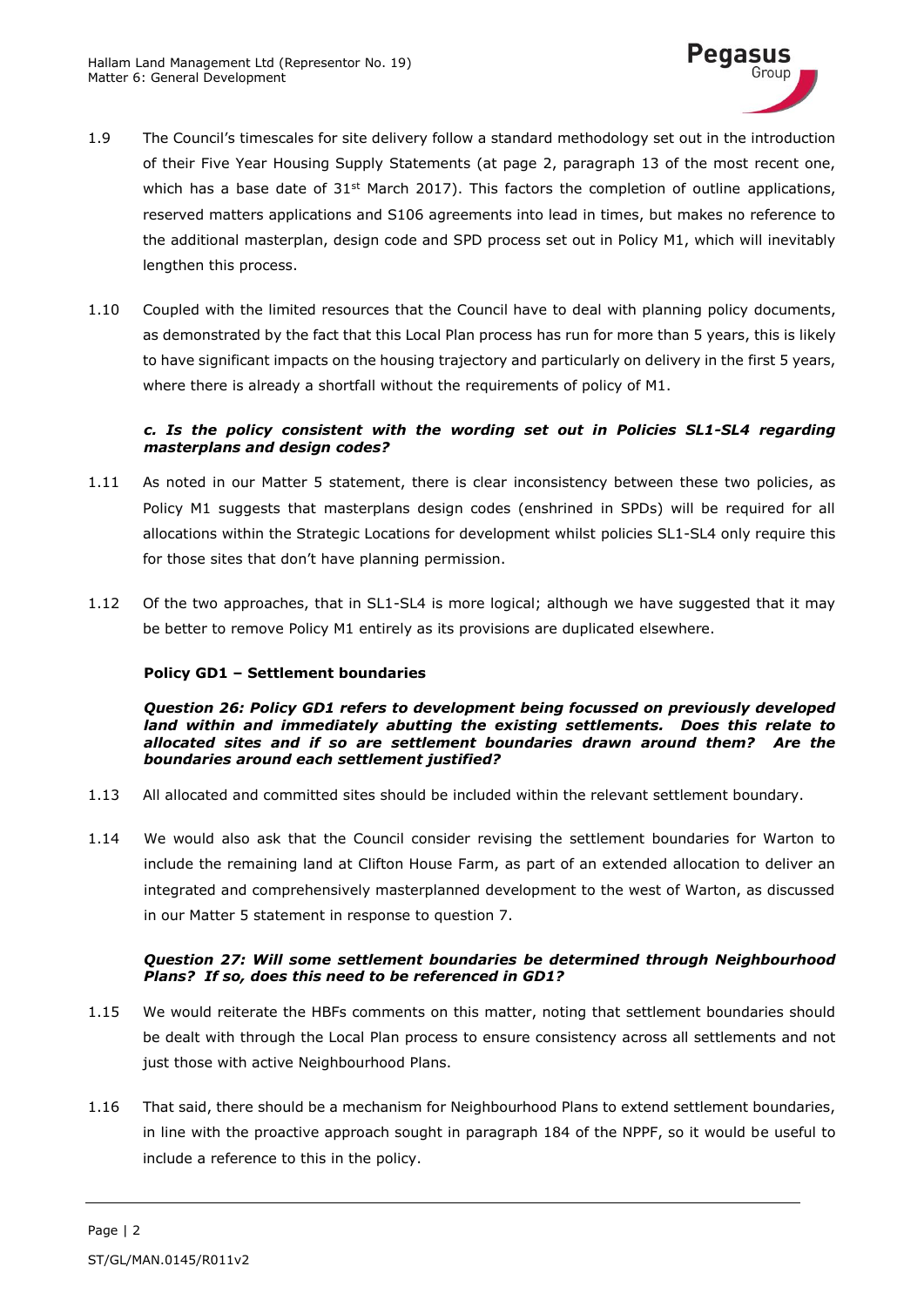1.9 The Council's timescales for site delivery follow a standard methodology set out in the introduction of their Five Year Housing Supply Statements (at page 2, paragraph 13 of the most recent one, which has a base date of 31st March 2017). This factors the completion of outline applications, reserved matters applications and S106 agreements into lead in times, but makes no reference to the additional masterplan, design code and SPD process set out in Policy M1, which will inevitably lengthen this process.

1.10 Coupled with the limited resources that the Council have to deal with planning policy documents, as demonstrated by the fact that this Local Plan process has run for more than 5 years, this is likely to have significant impacts on the housing trajectory and particularly on delivery in the first 5 years, where there is already a shortfall without the requirements of policy of M1.

***c. Is the policy consistent with the wording set out in Policies SL1-SL4 regarding masterplans and design codes?***

1.11 As noted in our Matter 5 statement, there is clear inconsistency between these two policies, as Policy M1 suggests that masterplans design codes (enshrined in SPDs) will be required for all allocations within the Strategic Locations for development whilst policies SL1-SL4 only require this for those sites that don't have planning permission.

1.12 Of the two approaches, that in SL1-SL4 is more logical; although we have suggested that it may be better to remove Policy M1 entirely as its provisions are duplicated elsewhere.

**Policy GD1 – Settlement boundaries**

***Question 26: Policy GD1 refers to development being focussed on previously developed land within and immediately abutting the existing settlements. Does this relate to allocated sites and if so are settlement boundaries drawn around them? Are the boundaries around each settlement justified?***

1.13 All allocated and committed sites should be included within the relevant settlement boundary.

1.14 We would also ask that the Council consider revising the settlement boundaries for Warton to include the remaining land at Clifton House Farm, as part of an extended allocation to deliver an integrated and comprehensively masterplanned development to the west of Warton, as discussed in our Matter 5 statement in response to question 7.

***Question 27: Will some settlement boundaries be determined through Neighbourhood Plans? If so, does this need to be referenced in GD1?***

1.15 We would reiterate the HBFs comments on this matter, noting that settlement boundaries should be dealt with through the Local Plan process to ensure consistency across all settlements and not just those with active Neighbourhood Plans.

1.16 That said, there should be a mechanism for Neighbourhood Plans to extend settlement boundaries, in line with the proactive approach sought in paragraph 184 of the NPPF, so it would be useful to include a reference to this in the policy.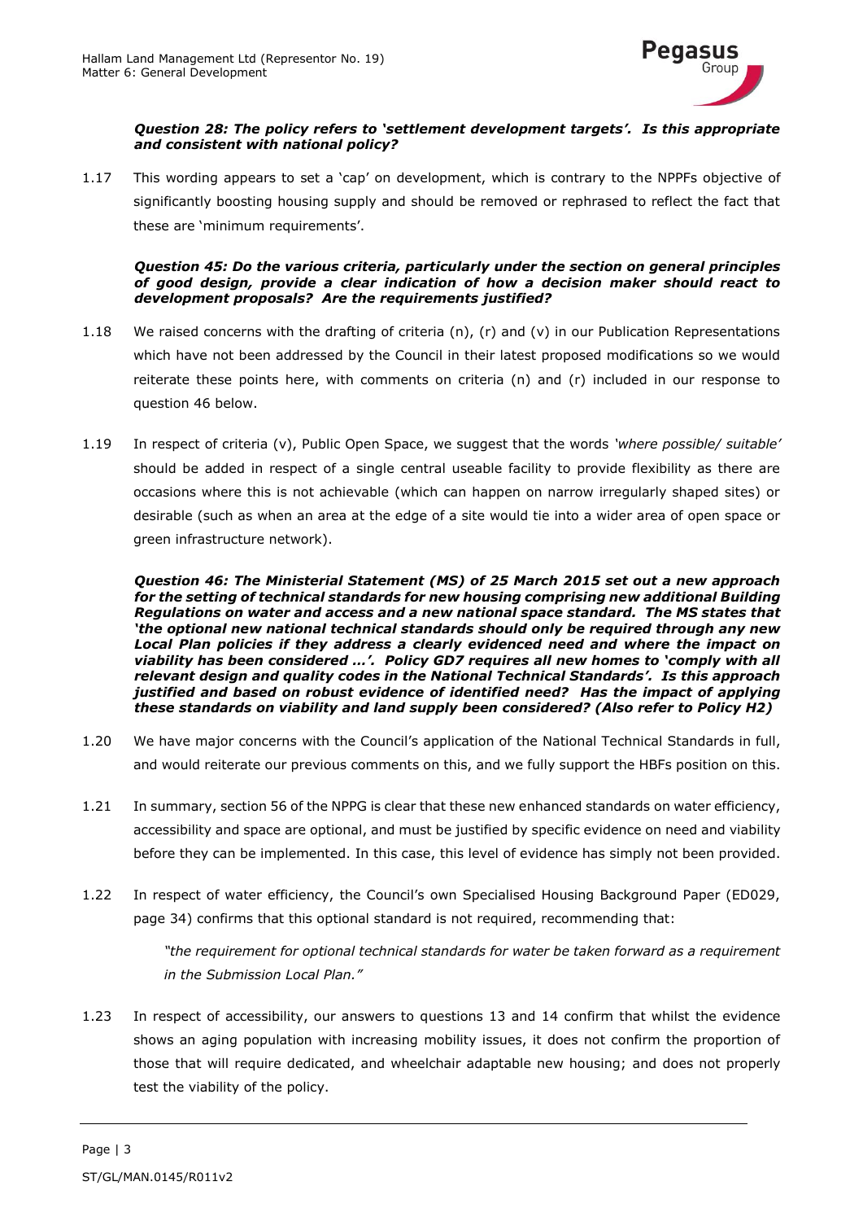***Question 28: The policy refers to 'settlement development targets'. Is this appropriate and consistent with national policy?***

1.17 This wording appears to set a 'cap' on development, which is contrary to the NPPFs objective of significantly boosting housing supply and should be removed or rephrased to reflect the fact that these are 'minimum requirements'.

***Question 45: Do the various criteria, particularly under the section on general principles of good design, provide a clear indication of how a decision maker should react to development proposals? Are the requirements justified?***

1.18 We raised concerns with the drafting of criteria (n), (r) and (v) in our Publication Representations which have not been addressed by the Council in their latest proposed modifications so we would reiterate these points here, with comments on criteria (n) and (r) included in our response to question 46 below.

1.19 In respect of criteria (v), Public Open Space, we suggest that the words *'where possible/ suitable'* should be added in respect of a single central useable facility to provide flexibility as there are occasions where this is not achievable (which can happen on narrow irregularly shaped sites) or desirable (such as when an area at the edge of a site would tie into a wider area of open space or green infrastructure network).

***Question 46: The Ministerial Statement (MS) of 25 March 2015 set out a new approach for the setting of technical standards for new housing comprising new additional Building Regulations on water and access and a new national space standard. The MS states that 'the optional new national technical standards should only be required through any new Local Plan policies if they address a clearly evidenced need and where the impact on viability has been considered …'. Policy GD7 requires all new homes to 'comply with all relevant design and quality codes in the National Technical Standards'. Is this approach justified and based on robust evidence of identified need? Has the impact of applying these standards on viability and land supply been considered? (Also refer to Policy H2)***

1.20 We have major concerns with the Council's application of the National Technical Standards in full, and would reiterate our previous comments on this, and we fully support the HBFs position on this.

1.21 In summary, section 56 of the NPPG is clear that these new enhanced standards on water efficiency, accessibility and space are optional, and must be justified by specific evidence on need and viability before they can be implemented. In this case, this level of evidence has simply not been provided.

1.22 In respect of water efficiency, the Council's own Specialised Housing Background Paper (ED029, page 34) confirms that this optional standard is not required, recommending that:

> *"the requirement for optional technical standards for water be taken forward as a requirement in the Submission Local Plan."*

1.23 In respect of accessibility, our answers to questions 13 and 14 confirm that whilst the evidence shows an aging population with increasing mobility issues, it does not confirm the proportion of those that will require dedicated, and wheelchair adaptable new housing; and does not properly test the viability of the policy.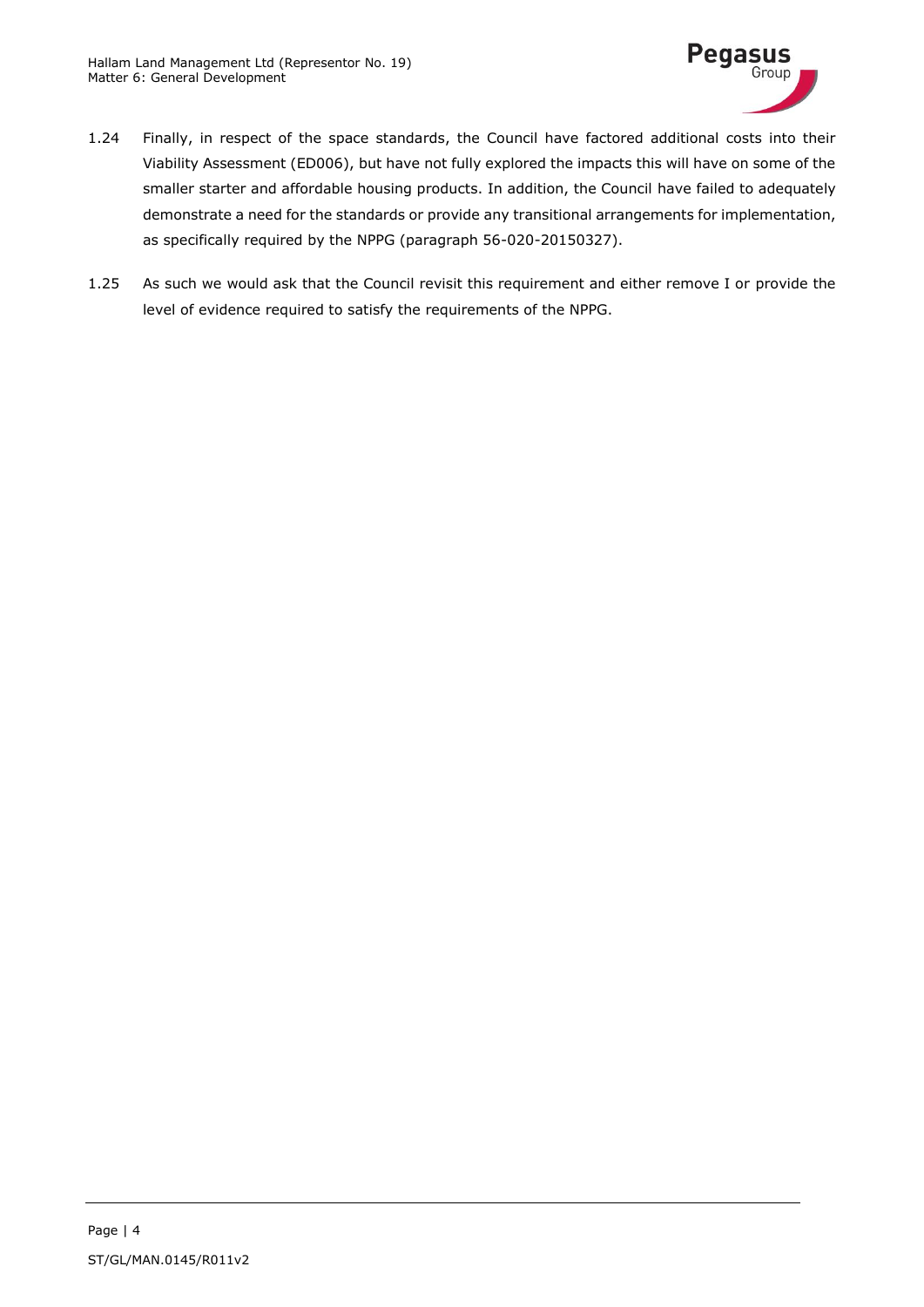1.24 Finally, in respect of the space standards, the Council have factored additional costs into their Viability Assessment (ED006), but have not fully explored the impacts this will have on some of the smaller starter and affordable housing products. In addition, the Council have failed to adequately demonstrate a need for the standards or provide any transitional arrangements for implementation, as specifically required by the NPPG (paragraph 56-020-20150327).

1.25 As such we would ask that the Council revisit this requirement and either remove I or provide the level of evidence required to satisfy the requirements of the NPPG.